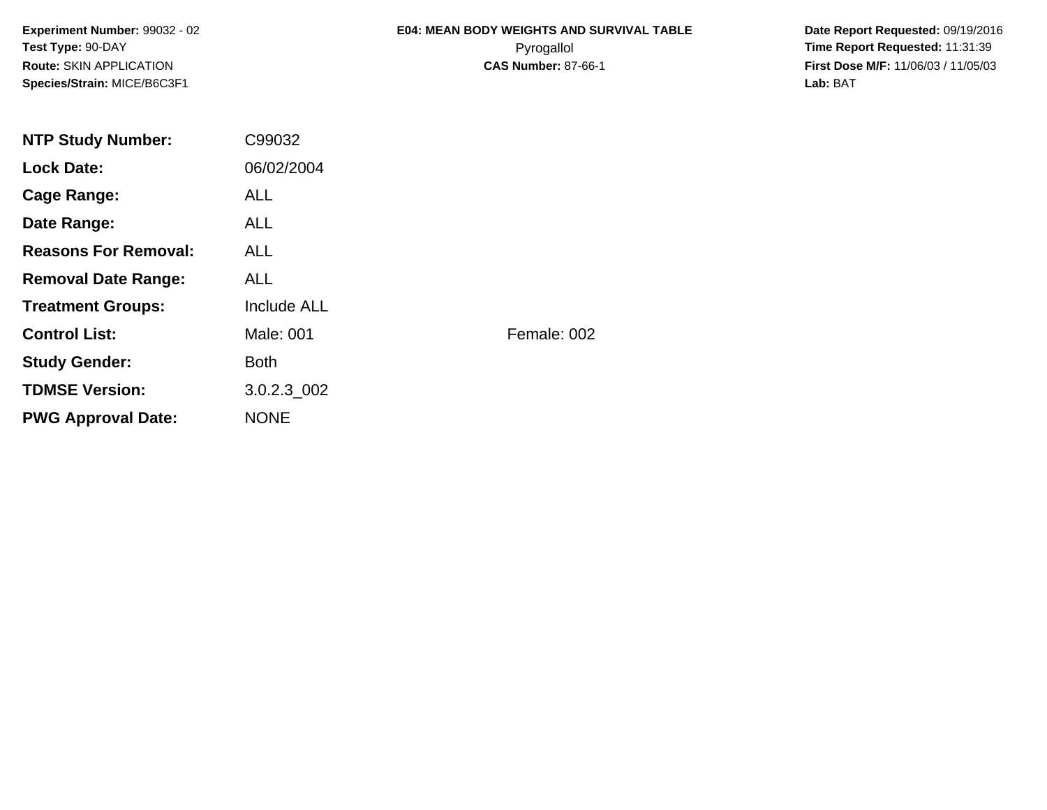**Experiment Number:** 99032 - 02
**Test Type:** 90-DAY
**Route:** SKIN APPLICATION
**Species/Strain:** MICE/B6C3F1

# E04: MEAN BODY WEIGHTS AND SURVIVAL TABLE

Pyrogallol

**CAS Number:** 87-66-1

**Date Report Requested:** 09/19/2016
**Time Report Requested:** 11:31:39
**First Dose M/F:** 11/06/03 / 11/05/03
**Lab:** BAT

| | | |
|---|---|---|
| **NTP Study Number:** | C99032 | |
| **Lock Date:** | 06/02/2004 | |
| **Cage Range:** | ALL | |
| **Date Range:** | ALL | |
| **Reasons For Removal:** | ALL | |
| **Removal Date Range:** | ALL | |
| **Treatment Groups:** | Include ALL | |
| **Control List:** | Male: 001 | Female: 002 |
| **Study Gender:** | Both | |
| **TDMSE Version:** | 3.0.2.3_002 | |
| **PWG Approval Date:** | NONE | |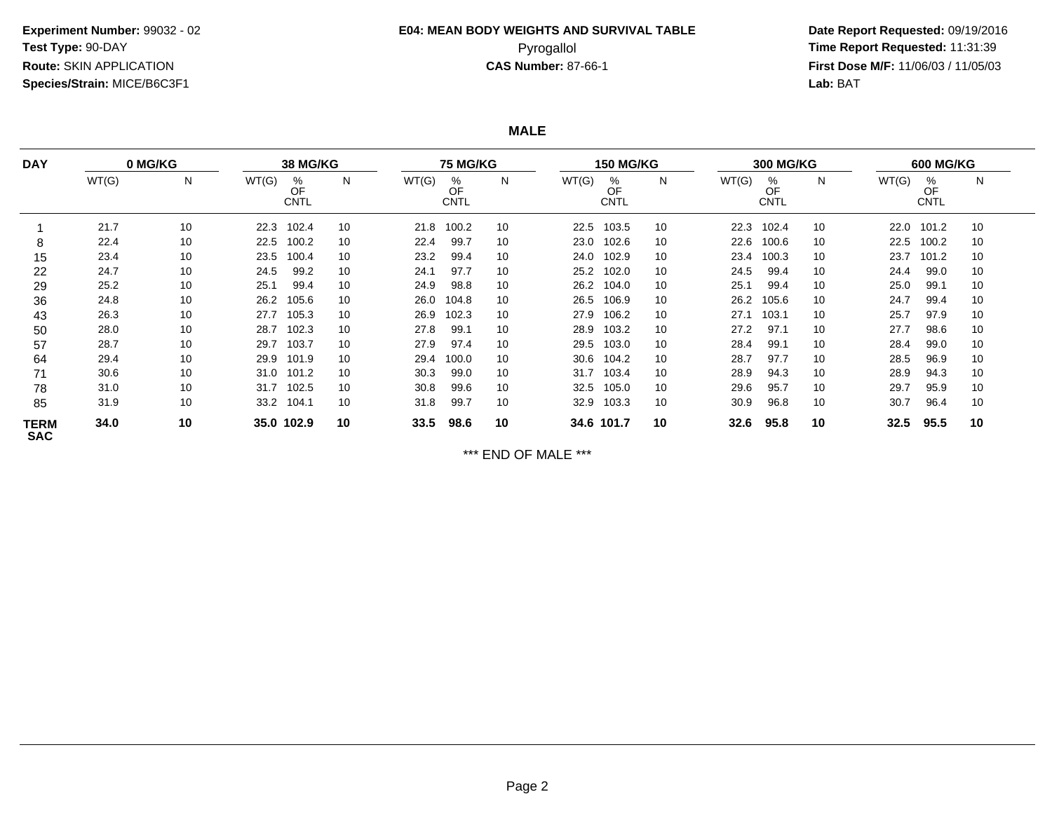**Experiment Number:** 99032 - 02
**Test Type:** 90-DAY
**Route:** SKIN APPLICATION
**Species/Strain:** MICE/B6C3F1

**E04: MEAN BODY WEIGHTS AND SURVIVAL TABLE**
Pyrogallol
**CAS Number:** 87-66-1

**Date Report Requested:** 09/19/2016
**Time Report Requested:** 11:31:39
**First Dose M/F:** 11/06/03 / 11/05/03
**Lab:** BAT

## MALE

| DAY | 0 MG/KG | | 38 MG/KG | | | 75 MG/KG | | | 150 MG/KG | | | 300 MG/KG | | | 600 MG/KG | | |
|---|---|---|---|---|---|---|---|---|---|---|---|---|---|---|---|---|---|
| | WT(G) | N | WT(G) | % OF CNTL | N | WT(G) | % OF CNTL | N | WT(G) | % OF CNTL | N | WT(G) | % OF CNTL | N | WT(G) | % OF CNTL | N |
| 1 | 21.7 | 10 | 22.3 | 102.4 | 10 | 21.8 | 100.2 | 10 | 22.5 | 103.5 | 10 | 22.3 | 102.4 | 10 | 22.0 | 101.2 | 10 |
| 8 | 22.4 | 10 | 22.5 | 100.2 | 10 | 22.4 | 99.7 | 10 | 23.0 | 102.6 | 10 | 22.6 | 100.6 | 10 | 22.5 | 100.2 | 10 |
| 15 | 23.4 | 10 | 23.5 | 100.4 | 10 | 23.2 | 99.4 | 10 | 24.0 | 102.9 | 10 | 23.4 | 100.3 | 10 | 23.7 | 101.2 | 10 |
| 22 | 24.7 | 10 | 24.5 | 99.2 | 10 | 24.1 | 97.7 | 10 | 25.2 | 102.0 | 10 | 24.5 | 99.4 | 10 | 24.4 | 99.0 | 10 |
| 29 | 25.2 | 10 | 25.1 | 99.4 | 10 | 24.9 | 98.8 | 10 | 26.2 | 104.0 | 10 | 25.1 | 99.4 | 10 | 25.0 | 99.1 | 10 |
| 36 | 24.8 | 10 | 26.2 | 105.6 | 10 | 26.0 | 104.8 | 10 | 26.5 | 106.9 | 10 | 26.2 | 105.6 | 10 | 24.7 | 99.4 | 10 |
| 43 | 26.3 | 10 | 27.7 | 105.3 | 10 | 26.9 | 102.3 | 10 | 27.9 | 106.2 | 10 | 27.1 | 103.1 | 10 | 25.7 | 97.9 | 10 |
| 50 | 28.0 | 10 | 28.7 | 102.3 | 10 | 27.8 | 99.1 | 10 | 28.9 | 103.2 | 10 | 27.2 | 97.1 | 10 | 27.7 | 98.6 | 10 |
| 57 | 28.7 | 10 | 29.7 | 103.7 | 10 | 27.9 | 97.4 | 10 | 29.5 | 103.0 | 10 | 28.4 | 99.1 | 10 | 28.4 | 99.0 | 10 |
| 64 | 29.4 | 10 | 29.9 | 101.9 | 10 | 29.4 | 100.0 | 10 | 30.6 | 104.2 | 10 | 28.7 | 97.7 | 10 | 28.5 | 96.9 | 10 |
| 71 | 30.6 | 10 | 31.0 | 101.2 | 10 | 30.3 | 99.0 | 10 | 31.7 | 103.4 | 10 | 28.9 | 94.3 | 10 | 28.9 | 94.3 | 10 |
| 78 | 31.0 | 10 | 31.7 | 102.5 | 10 | 30.8 | 99.6 | 10 | 32.5 | 105.0 | 10 | 29.6 | 95.7 | 10 | 29.7 | 95.9 | 10 |
| 85 | 31.9 | 10 | 33.2 | 104.1 | 10 | 31.8 | 99.7 | 10 | 32.9 | 103.3 | 10 | 30.9 | 96.8 | 10 | 30.7 | 96.4 | 10 |
| **TERM SAC** | **34.0** | **10** | **35.0** | **102.9** | **10** | **33.5** | **98.6** | **10** | **34.6** | **101.7** | **10** | **32.6** | **95.8** | **10** | **32.5** | **95.5** | **10** |

*** END OF MALE ***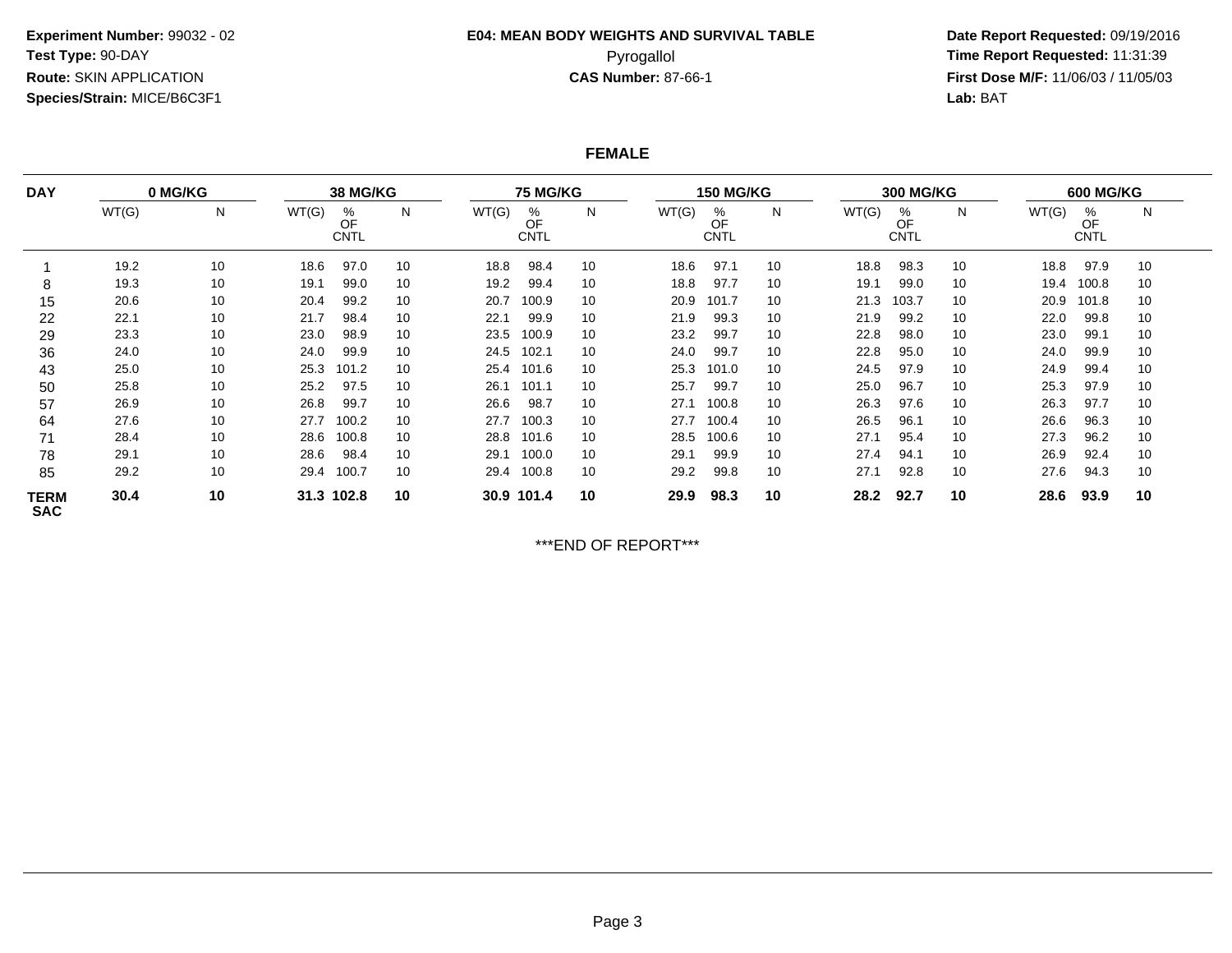**Experiment Number:** 99032 - 02
**Test Type:** 90-DAY
**Route:** SKIN APPLICATION
**Species/Strain:** MICE/B6C3F1

**E04: MEAN BODY WEIGHTS AND SURVIVAL TABLE**
Pyrogallol
**CAS Number:** 87-66-1

**Date Report Requested:** 09/19/2016
**Time Report Requested:** 11:31:39
**First Dose M/F:** 11/06/03 / 11/05/03
**Lab:** BAT

## FEMALE

| DAY | 0 MG/KG | | 38 MG/KG | | | 75 MG/KG | | | 150 MG/KG | | | 300 MG/KG | | | 600 MG/KG | | |
|---|---|---|---|---|---|---|---|---|---|---|---|---|---|---|---|---|---|
| | WT(G) | N | WT(G) | % OF CNTL | N | WT(G) | % OF CNTL | N | WT(G) | % OF CNTL | N | WT(G) | % OF CNTL | N | WT(G) | % OF CNTL | N |
| 1 | 19.2 | 10 | 18.6 | 97.0 | 10 | 18.8 | 98.4 | 10 | 18.6 | 97.1 | 10 | 18.8 | 98.3 | 10 | 18.8 | 97.9 | 10 |
| 8 | 19.3 | 10 | 19.1 | 99.0 | 10 | 19.2 | 99.4 | 10 | 18.8 | 97.7 | 10 | 19.1 | 99.0 | 10 | 19.4 | 100.8 | 10 |
| 15 | 20.6 | 10 | 20.4 | 99.2 | 10 | 20.7 | 100.9 | 10 | 20.9 | 101.7 | 10 | 21.3 | 103.7 | 10 | 20.9 | 101.8 | 10 |
| 22 | 22.1 | 10 | 21.7 | 98.4 | 10 | 22.1 | 99.9 | 10 | 21.9 | 99.3 | 10 | 21.9 | 99.2 | 10 | 22.0 | 99.8 | 10 |
| 29 | 23.3 | 10 | 23.0 | 98.9 | 10 | 23.5 | 100.9 | 10 | 23.2 | 99.7 | 10 | 22.8 | 98.0 | 10 | 23.0 | 99.1 | 10 |
| 36 | 24.0 | 10 | 24.0 | 99.9 | 10 | 24.5 | 102.1 | 10 | 24.0 | 99.7 | 10 | 22.8 | 95.0 | 10 | 24.0 | 99.9 | 10 |
| 43 | 25.0 | 10 | 25.3 | 101.2 | 10 | 25.4 | 101.6 | 10 | 25.3 | 101.0 | 10 | 24.5 | 97.9 | 10 | 24.9 | 99.4 | 10 |
| 50 | 25.8 | 10 | 25.2 | 97.5 | 10 | 26.1 | 101.1 | 10 | 25.7 | 99.7 | 10 | 25.0 | 96.7 | 10 | 25.3 | 97.9 | 10 |
| 57 | 26.9 | 10 | 26.8 | 99.7 | 10 | 26.6 | 98.7 | 10 | 27.1 | 100.8 | 10 | 26.3 | 97.6 | 10 | 26.3 | 97.7 | 10 |
| 64 | 27.6 | 10 | 27.7 | 100.2 | 10 | 27.7 | 100.3 | 10 | 27.7 | 100.4 | 10 | 26.5 | 96.1 | 10 | 26.6 | 96.3 | 10 |
| 71 | 28.4 | 10 | 28.6 | 100.8 | 10 | 28.8 | 101.6 | 10 | 28.5 | 100.6 | 10 | 27.1 | 95.4 | 10 | 27.3 | 96.2 | 10 |
| 78 | 29.1 | 10 | 28.6 | 98.4 | 10 | 29.1 | 100.0 | 10 | 29.1 | 99.9 | 10 | 27.4 | 94.1 | 10 | 26.9 | 92.4 | 10 |
| 85 | 29.2 | 10 | 29.4 | 100.7 | 10 | 29.4 | 100.8 | 10 | 29.2 | 99.8 | 10 | 27.1 | 92.8 | 10 | 27.6 | 94.3 | 10 |
| **TERM SAC** | **30.4** | **10** | **31.3** | **102.8** | **10** | **30.9** | **101.4** | **10** | **29.9** | **98.3** | **10** | **28.2** | **92.7** | **10** | **28.6** | **93.9** | **10** |

***END OF REPORT***